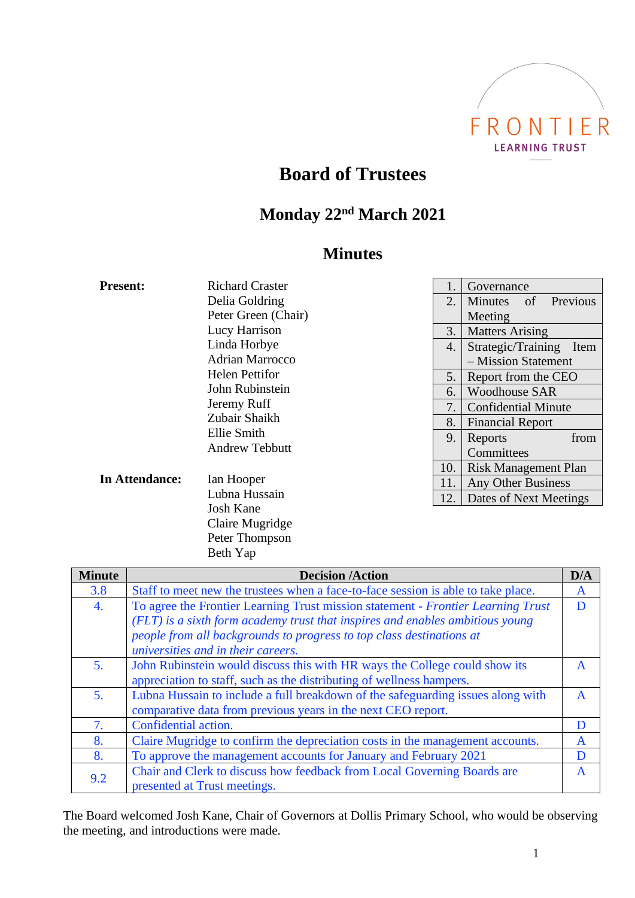FRONTIER
LEARNING TRUST

# Board of Trustees

## Monday 22nd March 2021

## Minutes

**Present:**

Richard Craster
Delia Goldring
Peter Green (Chair)
Lucy Harrison
Linda Horbye
Adrian Marrocco
Helen Pettifor
John Rubinstein
Jeremy Ruff
Zubair Shaikh
Ellie Smith
Andrew Tebbutt

**In Attendance:**

Ian Hooper
Lubna Hussain
Josh Kane
Claire Mugridge
Peter Thompson
Beth Yap

| | |
|---|---|
| 1. | Governance |
| 2. | Minutes of Previous Meeting |
| 3. | Matters Arising |
| 4. | Strategic/Training Item – Mission Statement |
| 5. | Report from the CEO |
| 6. | Woodhouse SAR |
| 7. | Confidential Minute |
| 8. | Financial Report |
| 9. | Reports from Committees |
| 10. | Risk Management Plan |
| 11. | Any Other Business |
| 12. | Dates of Next Meetings |

| Minute | Decision /Action | D/A |
|---|---|---|
| 3.8 | Staff to meet new the trustees when a face-to-face session is able to take place. | A |
| 4. | To agree the Frontier Learning Trust mission statement - *Frontier Learning Trust (FLT) is a sixth form academy trust that inspires and enables ambitious young people from all backgrounds to progress to top class destinations at universities and in their careers.* | D |
| 5. | John Rubinstein would discuss this with HR ways the College could show its appreciation to staff, such as the distributing of wellness hampers. | A |
| 5. | Lubna Hussain to include a full breakdown of the safeguarding issues along with comparative data from previous years in the next CEO report. | A |
| 7. | Confidential action. | D |
| 8. | Claire Mugridge to confirm the depreciation costs in the management accounts. | A |
| 8. | To approve the management accounts for January and February 2021 | D |
| 9.2 | Chair and Clerk to discuss how feedback from Local Governing Boards are presented at Trust meetings. | A |

The Board welcomed Josh Kane, Chair of Governors at Dollis Primary School, who would be observing the meeting, and introductions were made.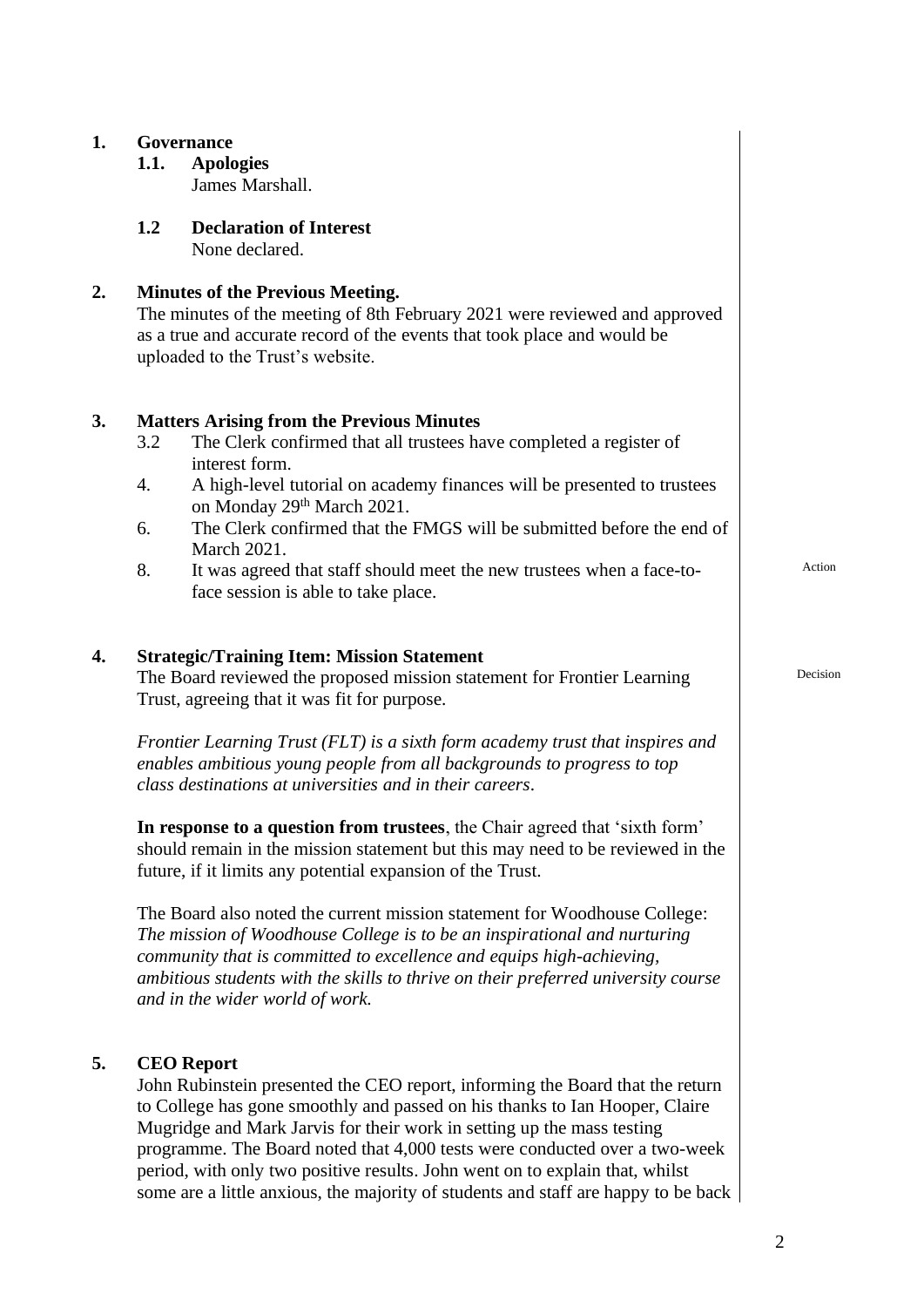## 1. Governance

### 1.1. Apologies

James Marshall.

### 1.2 Declaration of Interest

None declared.

## 2. Minutes of the Previous Meeting.

The minutes of the meeting of 8th February 2021 were reviewed and approved as a true and accurate record of the events that took place and would be uploaded to the Trust's website.

## 3. Matters Arising from the Previous Minutes

3.2 The Clerk confirmed that all trustees have completed a register of interest form.

4. A high-level tutorial on academy finances will be presented to trustees on Monday 29th March 2021.

6. The Clerk confirmed that the FMGS will be submitted before the end of March 2021.

8. It was agreed that staff should meet the new trustees when a face-to-face session is able to take place. — Action

## 4. Strategic/Training Item: Mission Statement

The Board reviewed the proposed mission statement for Frontier Learning Trust, agreeing that it was fit for purpose. — Decision

*Frontier Learning Trust (FLT) is a sixth form academy trust that inspires and enables ambitious young people from all backgrounds to progress to top class destinations at universities and in their careers.*

**In response to a question from trustees**, the Chair agreed that 'sixth form' should remain in the mission statement but this may need to be reviewed in the future, if it limits any potential expansion of the Trust.

The Board also noted the current mission statement for Woodhouse College: *The mission of Woodhouse College is to be an inspirational and nurturing community that is committed to excellence and equips high-achieving, ambitious students with the skills to thrive on their preferred university course and in the wider world of work.*

## 5. CEO Report

John Rubinstein presented the CEO report, informing the Board that the return to College has gone smoothly and passed on his thanks to Ian Hooper, Claire Mugridge and Mark Jarvis for their work in setting up the mass testing programme. The Board noted that 4,000 tests were conducted over a two-week period, with only two positive results. John went on to explain that, whilst some are a little anxious, the majority of students and staff are happy to be back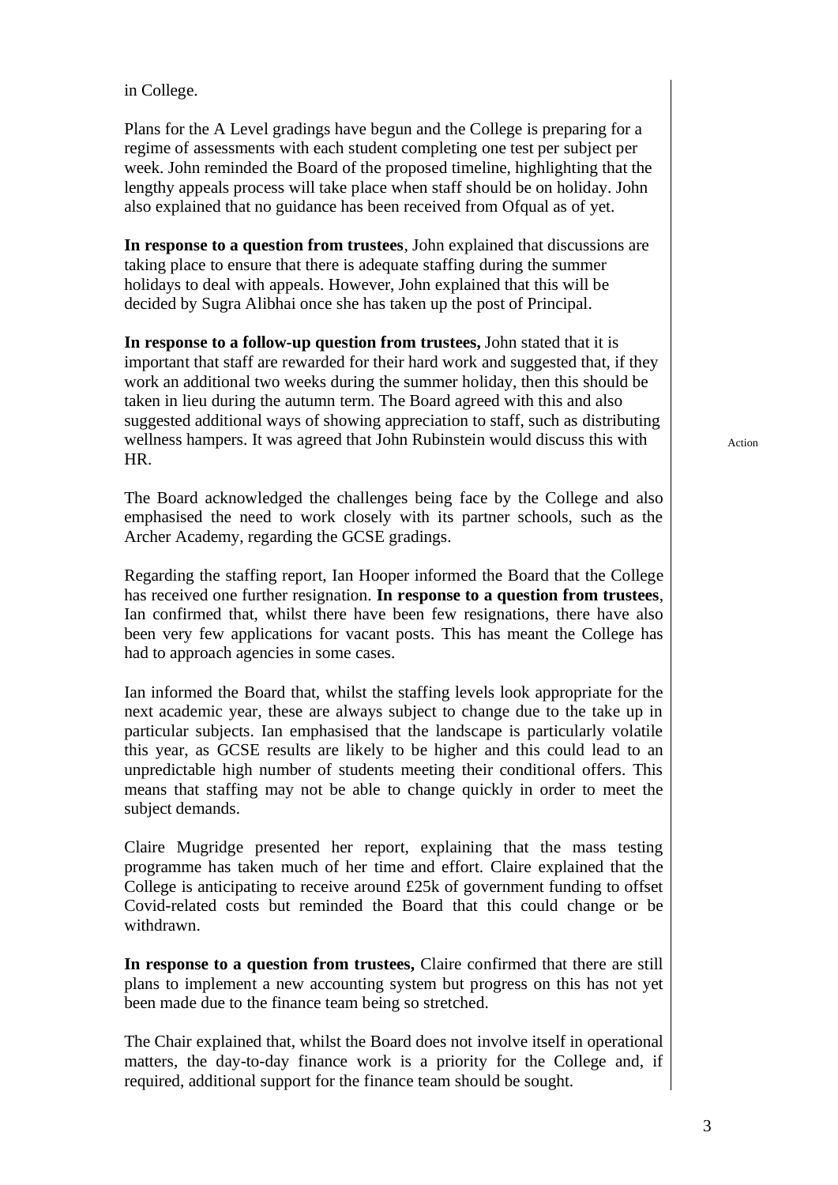in College.

Plans for the A Level gradings have begun and the College is preparing for a regime of assessments with each student completing one test per subject per week. John reminded the Board of the proposed timeline, highlighting that the lengthy appeals process will take place when staff should be on holiday. John also explained that no guidance has been received from Ofqual as of yet.

**In response to a question from trustees**, John explained that discussions are taking place to ensure that there is adequate staffing during the summer holidays to deal with appeals. However, John explained that this will be decided by Sugra Alibhai once she has taken up the post of Principal.

**In response to a follow-up question from trustees,** John stated that it is important that staff are rewarded for their hard work and suggested that, if they work an additional two weeks during the summer holiday, then this should be taken in lieu during the autumn term. The Board agreed with this and also suggested additional ways of showing appreciation to staff, such as distributing wellness hampers. It was agreed that John Rubinstein would discuss this with HR.

Action

The Board acknowledged the challenges being face by the College and also emphasised the need to work closely with its partner schools, such as the Archer Academy, regarding the GCSE gradings.

Regarding the staffing report, Ian Hooper informed the Board that the College has received one further resignation. **In response to a question from trustees**, Ian confirmed that, whilst there have been few resignations, there have also been very few applications for vacant posts. This has meant the College has had to approach agencies in some cases.

Ian informed the Board that, whilst the staffing levels look appropriate for the next academic year, these are always subject to change due to the take up in particular subjects. Ian emphasised that the landscape is particularly volatile this year, as GCSE results are likely to be higher and this could lead to an unpredictable high number of students meeting their conditional offers. This means that staffing may not be able to change quickly in order to meet the subject demands.

Claire Mugridge presented her report, explaining that the mass testing programme has taken much of her time and effort. Claire explained that the College is anticipating to receive around £25k of government funding to offset Covid-related costs but reminded the Board that this could change or be withdrawn.

**In response to a question from trustees,** Claire confirmed that there are still plans to implement a new accounting system but progress on this has not yet been made due to the finance team being so stretched.

The Chair explained that, whilst the Board does not involve itself in operational matters, the day-to-day finance work is a priority for the College and, if required, additional support for the finance team should be sought.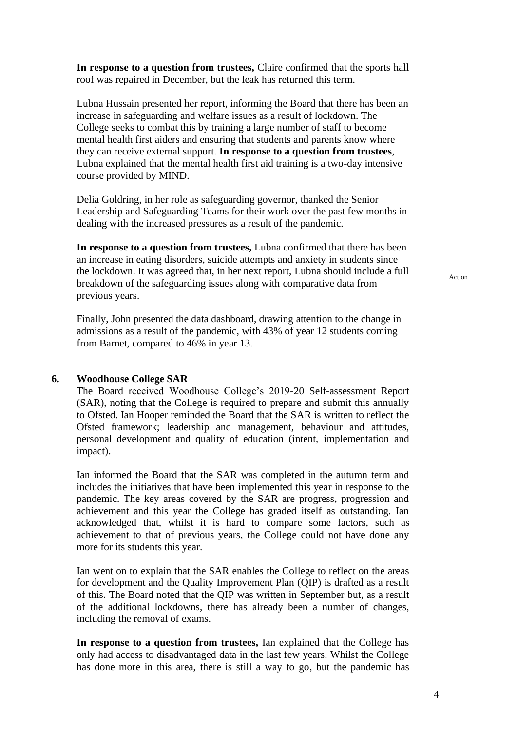**In response to a question from trustees,** Claire confirmed that the sports hall roof was repaired in December, but the leak has returned this term.

Lubna Hussain presented her report, informing the Board that there has been an increase in safeguarding and welfare issues as a result of lockdown. The College seeks to combat this by training a large number of staff to become mental health first aiders and ensuring that students and parents know where they can receive external support. **In response to a question from trustees**, Lubna explained that the mental health first aid training is a two-day intensive course provided by MIND.

Delia Goldring, in her role as safeguarding governor, thanked the Senior Leadership and Safeguarding Teams for their work over the past few months in dealing with the increased pressures as a result of the pandemic.

**In response to a question from trustees,** Lubna confirmed that there has been an increase in eating disorders, suicide attempts and anxiety in students since the lockdown. It was agreed that, in her next report, Lubna should include a full breakdown of the safeguarding issues along with comparative data from previous years.

Action

Finally, John presented the data dashboard, drawing attention to the change in admissions as a result of the pandemic, with 43% of year 12 students coming from Barnet, compared to 46% in year 13.

## 6. Woodhouse College SAR

The Board received Woodhouse College's 2019-20 Self-assessment Report (SAR), noting that the College is required to prepare and submit this annually to Ofsted. Ian Hooper reminded the Board that the SAR is written to reflect the Ofsted framework; leadership and management, behaviour and attitudes, personal development and quality of education (intent, implementation and impact).

Ian informed the Board that the SAR was completed in the autumn term and includes the initiatives that have been implemented this year in response to the pandemic. The key areas covered by the SAR are progress, progression and achievement and this year the College has graded itself as outstanding. Ian acknowledged that, whilst it is hard to compare some factors, such as achievement to that of previous years, the College could not have done any more for its students this year.

Ian went on to explain that the SAR enables the College to reflect on the areas for development and the Quality Improvement Plan (QIP) is drafted as a result of this. The Board noted that the QIP was written in September but, as a result of the additional lockdowns, there has already been a number of changes, including the removal of exams.

**In response to a question from trustees,** Ian explained that the College has only had access to disadvantaged data in the last few years. Whilst the College has done more in this area, there is still a way to go, but the pandemic has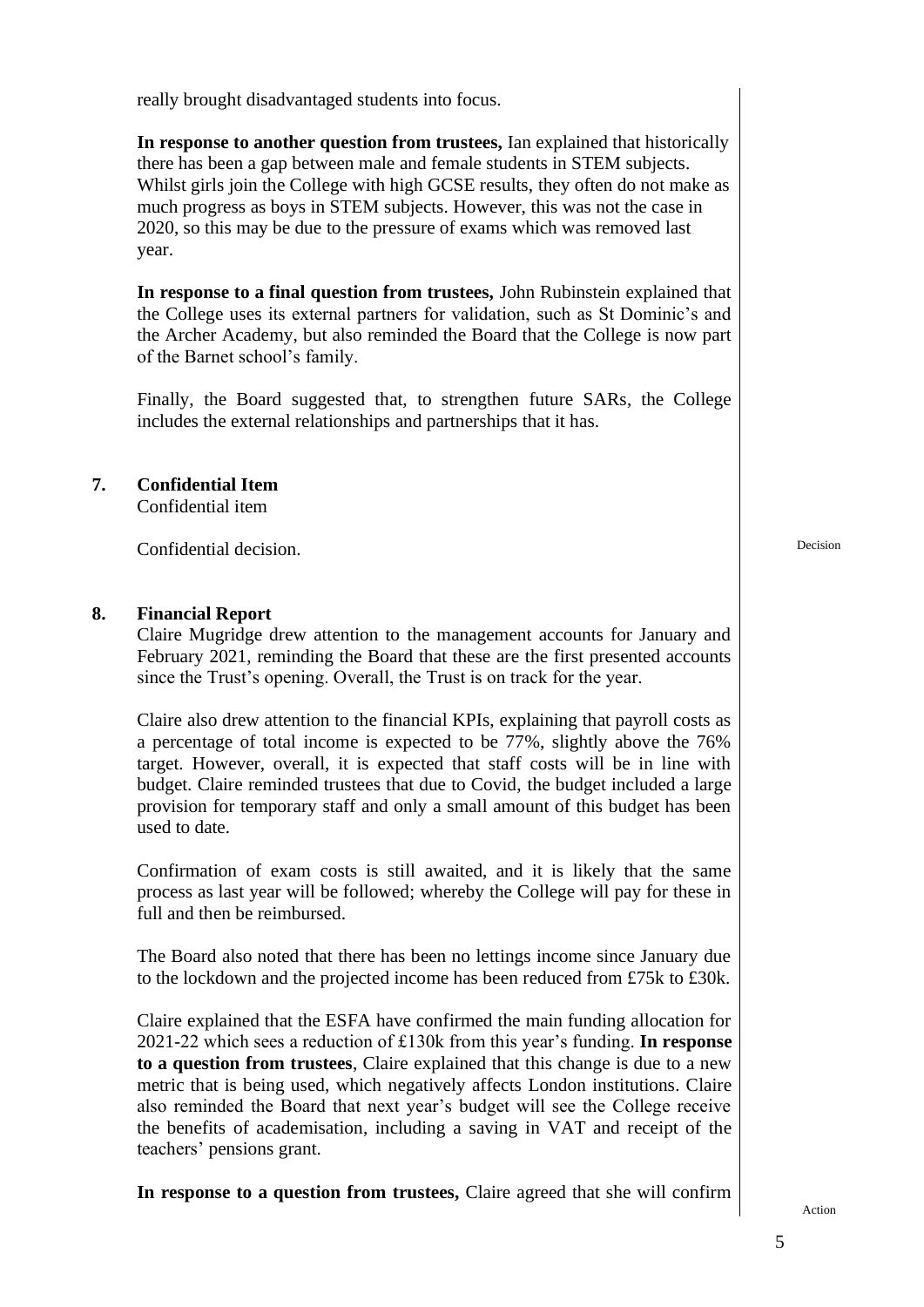really brought disadvantaged students into focus.

**In response to another question from trustees,** Ian explained that historically there has been a gap between male and female students in STEM subjects. Whilst girls join the College with high GCSE results, they often do not make as much progress as boys in STEM subjects. However, this was not the case in 2020, so this may be due to the pressure of exams which was removed last year.

**In response to a final question from trustees,** John Rubinstein explained that the College uses its external partners for validation, such as St Dominic's and the Archer Academy, but also reminded the Board that the College is now part of the Barnet school's family.

Finally, the Board suggested that, to strengthen future SARs, the College includes the external relationships and partnerships that it has.

## 7. Confidential Item

Confidential item

Confidential decision. — Decision

## 8. Financial Report

Claire Mugridge drew attention to the management accounts for January and February 2021, reminding the Board that these are the first presented accounts since the Trust's opening. Overall, the Trust is on track for the year.

Claire also drew attention to the financial KPIs, explaining that payroll costs as a percentage of total income is expected to be 77%, slightly above the 76% target. However, overall, it is expected that staff costs will be in line with budget. Claire reminded trustees that due to Covid, the budget included a large provision for temporary staff and only a small amount of this budget has been used to date.

Confirmation of exam costs is still awaited, and it is likely that the same process as last year will be followed; whereby the College will pay for these in full and then be reimbursed.

The Board also noted that there has been no lettings income since January due to the lockdown and the projected income has been reduced from £75k to £30k.

Claire explained that the ESFA have confirmed the main funding allocation for 2021-22 which sees a reduction of £130k from this year's funding. **In response to a question from trustees**, Claire explained that this change is due to a new metric that is being used, which negatively affects London institutions. Claire also reminded the Board that next year's budget will see the College receive the benefits of academisation, including a saving in VAT and receipt of the teachers' pensions grant.

**In response to a question from trustees,** Claire agreed that she will confirm — Action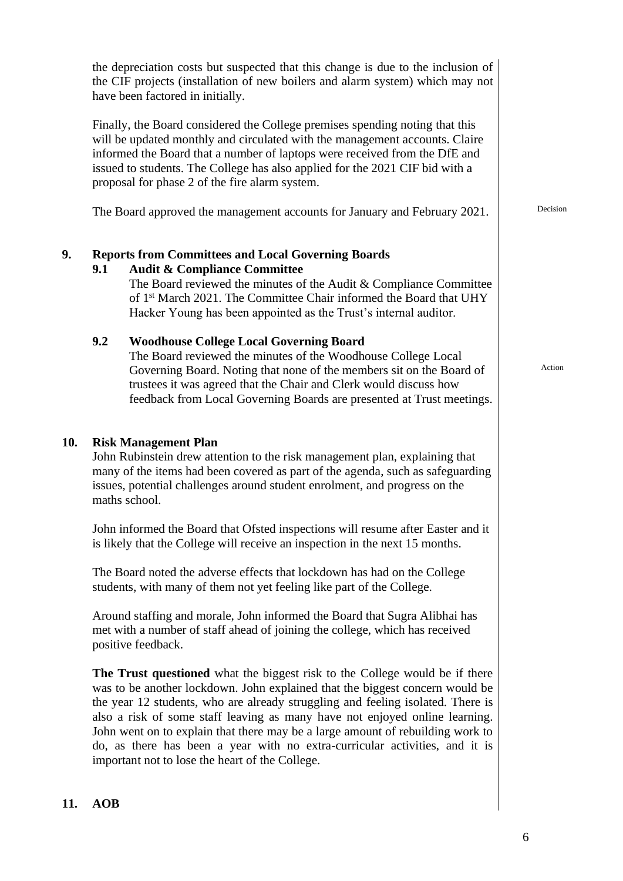the depreciation costs but suspected that this change is due to the inclusion of the CIF projects (installation of new boilers and alarm system) which may not have been factored in initially.

Finally, the Board considered the College premises spending noting that this will be updated monthly and circulated with the management accounts. Claire informed the Board that a number of laptops were received from the DfE and issued to students. The College has also applied for the 2021 CIF bid with a proposal for phase 2 of the fire alarm system.

The Board approved the management accounts for January and February 2021. — Decision

## 9. Reports from Committees and Local Governing Boards

### 9.1 Audit & Compliance Committee

The Board reviewed the minutes of the Audit & Compliance Committee of 1st March 2021. The Committee Chair informed the Board that UHY Hacker Young has been appointed as the Trust's internal auditor.

### 9.2 Woodhouse College Local Governing Board

The Board reviewed the minutes of the Woodhouse College Local Governing Board. Noting that none of the members sit on the Board of trustees it was agreed that the Chair and Clerk would discuss how feedback from Local Governing Boards are presented at Trust meetings. — Action

## 10. Risk Management Plan

John Rubinstein drew attention to the risk management plan, explaining that many of the items had been covered as part of the agenda, such as safeguarding issues, potential challenges around student enrolment, and progress on the maths school.

John informed the Board that Ofsted inspections will resume after Easter and it is likely that the College will receive an inspection in the next 15 months.

The Board noted the adverse effects that lockdown has had on the College students, with many of them not yet feeling like part of the College.

Around staffing and morale, John informed the Board that Sugra Alibhai has met with a number of staff ahead of joining the college, which has received positive feedback.

**The Trust questioned** what the biggest risk to the College would be if there was to be another lockdown. John explained that the biggest concern would be the year 12 students, who are already struggling and feeling isolated. There is also a risk of some staff leaving as many have not enjoyed online learning. John went on to explain that there may be a large amount of rebuilding work to do, as there has been a year with no extra-curricular activities, and it is important not to lose the heart of the College.

## 11. AOB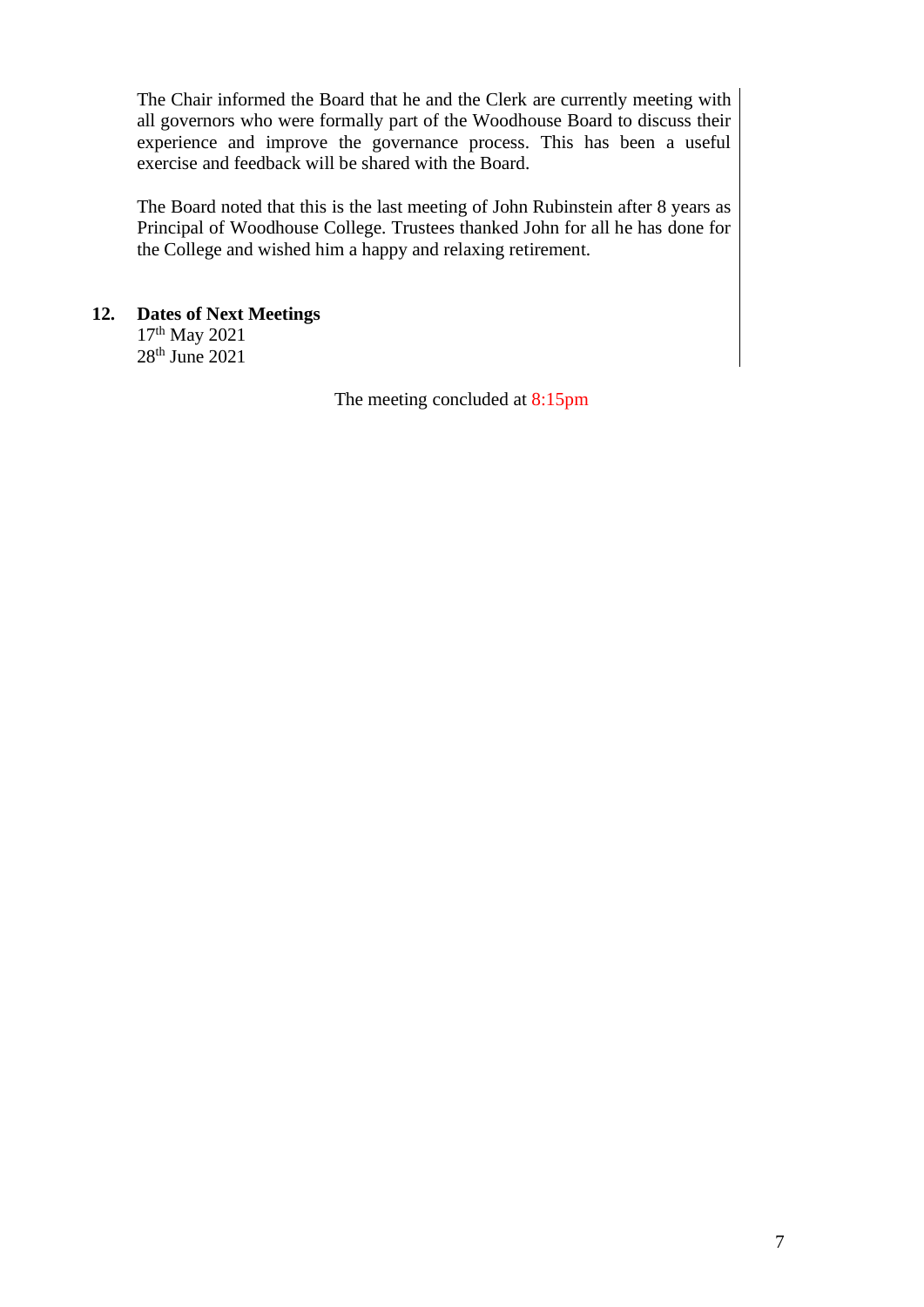The Chair informed the Board that he and the Clerk are currently meeting with all governors who were formally part of the Woodhouse Board to discuss their experience and improve the governance process. This has been a useful exercise and feedback will be shared with the Board.

The Board noted that this is the last meeting of John Rubinstein after 8 years as Principal of Woodhouse College. Trustees thanked John for all he has done for the College and wished him a happy and relaxing retirement.

**12. Dates of Next Meetings**

17th May 2021
28th June 2021

The meeting concluded at 8:15pm